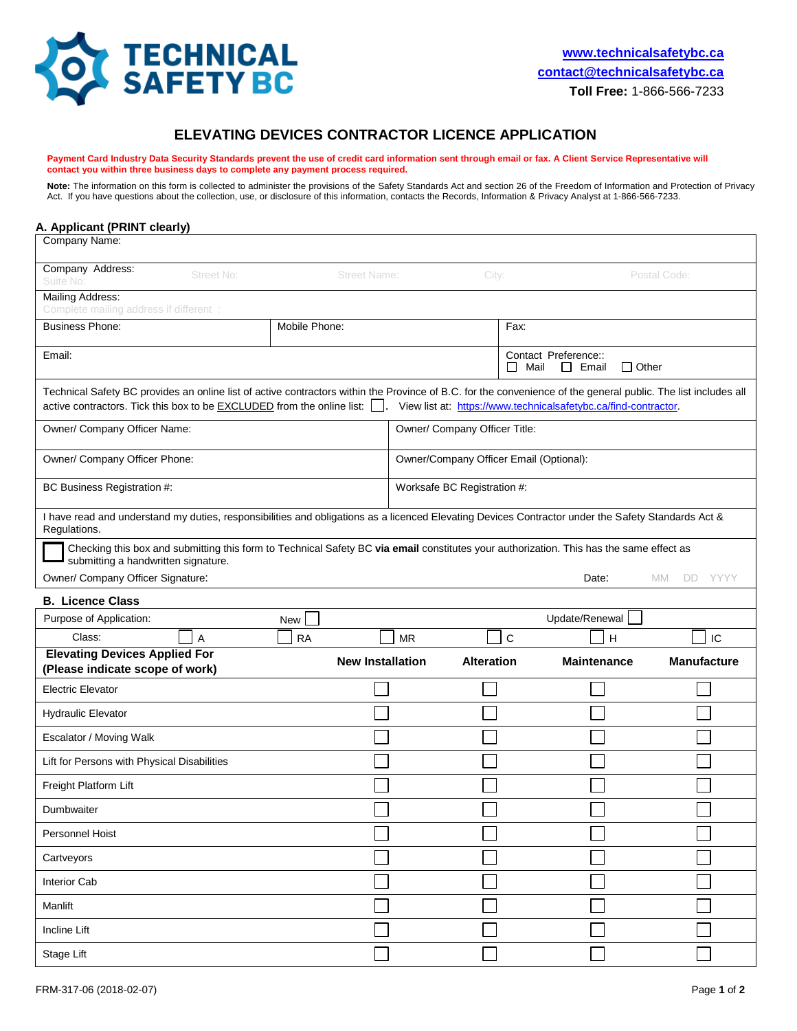**TECHNICAL SAFETY BC**

www.technicalsafetybc.ca
contact@technicalsafetybc.ca
**Toll Free:** 1-866-566-7233

# ELEVATING DEVICES CONTRACTOR LICENCE APPLICATION

**Payment Card Industry Data Security Standards prevent the use of credit card information sent through email or fax. A Client Service Representative will contact you within three business days to complete any payment process required.**

**Note:** The information on this form is collected to administer the provisions of the Safety Standards Act and section 26 of the Freedom of Information and Protection of Privacy Act. If you have questions about the collection, use, or disclosure of this information, contacts the Records, Information & Privacy Analyst at 1-866-566-7233.

## A. Applicant (PRINT clearly)

| | | |
|---|---|---|
| Company Name: | | |
| Company Address: Suite No: Street No: Street Name: City: Postal Code: | | |
| Mailing Address: Complete mailing address if different : | | |
| Business Phone: | Mobile Phone: | Fax: |
| Email: | | Contact Preference:: ☐ Mail ☐ Email ☐ Other |

Technical Safety BC provides an online list of active contractors within the Province of B.C. for the convenience of the general public. The list includes all active contractors. Tick this box to be EXCLUDED from the online list: ☐. View list at: https://www.technicalsafetybc.ca/find-contractor.

| | |
|---|---|
| Owner/ Company Officer Name: | Owner/ Company Officer Title: |
| Owner/ Company Officer Phone: | Owner/Company Officer Email (Optional): |
| BC Business Registration #: | Worksafe BC Registration #: |

I have read and understand my duties, responsibilities and obligations as a licenced Elevating Devices Contractor under the Safety Standards Act & Regulations.

☐ Checking this box and submitting this form to Technical Safety BC **via email** constitutes your authorization. This has the same effect as submitting a handwritten signature.

Owner/ Company Officer Signature: Date: MM DD YYYY

## B. Licence Class

Purpose of Application: New ☐ Update/Renewal ☐

Class: ☐ A ☐ RA ☐ MR ☐ C ☐ H ☐ IC

| Elevating Devices Applied For (Please indicate scope of work) | New Installation | Alteration | Maintenance | Manufacture |
|---|---|---|---|---|
| Electric Elevator | ☐ | ☐ | ☐ | ☐ |
| Hydraulic Elevator | ☐ | ☐ | ☐ | ☐ |
| Escalator / Moving Walk | ☐ | ☐ | ☐ | ☐ |
| Lift for Persons with Physical Disabilities | ☐ | ☐ | ☐ | ☐ |
| Freight Platform Lift | ☐ | ☐ | ☐ | ☐ |
| Dumbwaiter | ☐ | ☐ | ☐ | ☐ |
| Personnel Hoist | ☐ | ☐ | ☐ | ☐ |
| Cartveyors | ☐ | ☐ | ☐ | ☐ |
| Interior Cab | ☐ | ☐ | ☐ | ☐ |
| Manlift | ☐ | ☐ | ☐ | ☐ |
| Incline Lift | ☐ | ☐ | ☐ | ☐ |
| Stage Lift | ☐ | ☐ | ☐ | ☐ |

FRM-317-06 (2018-02-07)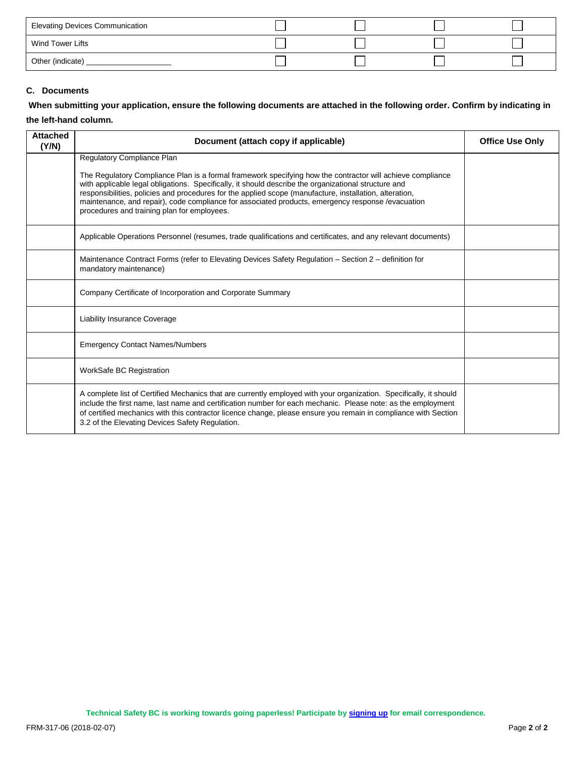| | | | | |
|---|---|---|---|---|
| Elevating Devices Communication | ☐ | ☐ | ☐ | ☐ |
| Wind Tower Lifts | ☐ | ☐ | ☐ | ☐ |
| Other (indicate) ___________________ | ☐ | ☐ | ☐ | ☐ |

### C. Documents

**When submitting your application, ensure the following documents are attached in the following order. Confirm by indicating in the left-hand column.**

| Attached (Y/N) | Document (attach copy if applicable) | Office Use Only |
|---|---|---|
| | Regulatory Compliance Plan<br><br>The Regulatory Compliance Plan is a formal framework specifying how the contractor will achieve compliance with applicable legal obligations. Specifically, it should describe the organizational structure and responsibilities, policies and procedures for the applied scope (manufacture, installation, alteration, maintenance, and repair), code compliance for associated products, emergency response /evacuation procedures and training plan for employees. | |
| | Applicable Operations Personnel (resumes, trade qualifications and certificates, and any relevant documents) | |
| | Maintenance Contract Forms (refer to Elevating Devices Safety Regulation – Section 2 – definition for mandatory maintenance) | |
| | Company Certificate of Incorporation and Corporate Summary | |
| | Liability Insurance Coverage | |
| | Emergency Contact Names/Numbers | |
| | WorkSafe BC Registration | |
| | A complete list of Certified Mechanics that are currently employed with your organization. Specifically, it should include the first name, last name and certification number for each mechanic. Please note: as the employment of certified mechanics with this contractor licence change, please ensure you remain in compliance with Section 3.2 of the Elevating Devices Safety Regulation. | |

**Technical Safety BC is working towards going paperless! Participate by signing up for email correspondence.**

FRM-317-06 (2018-02-07)